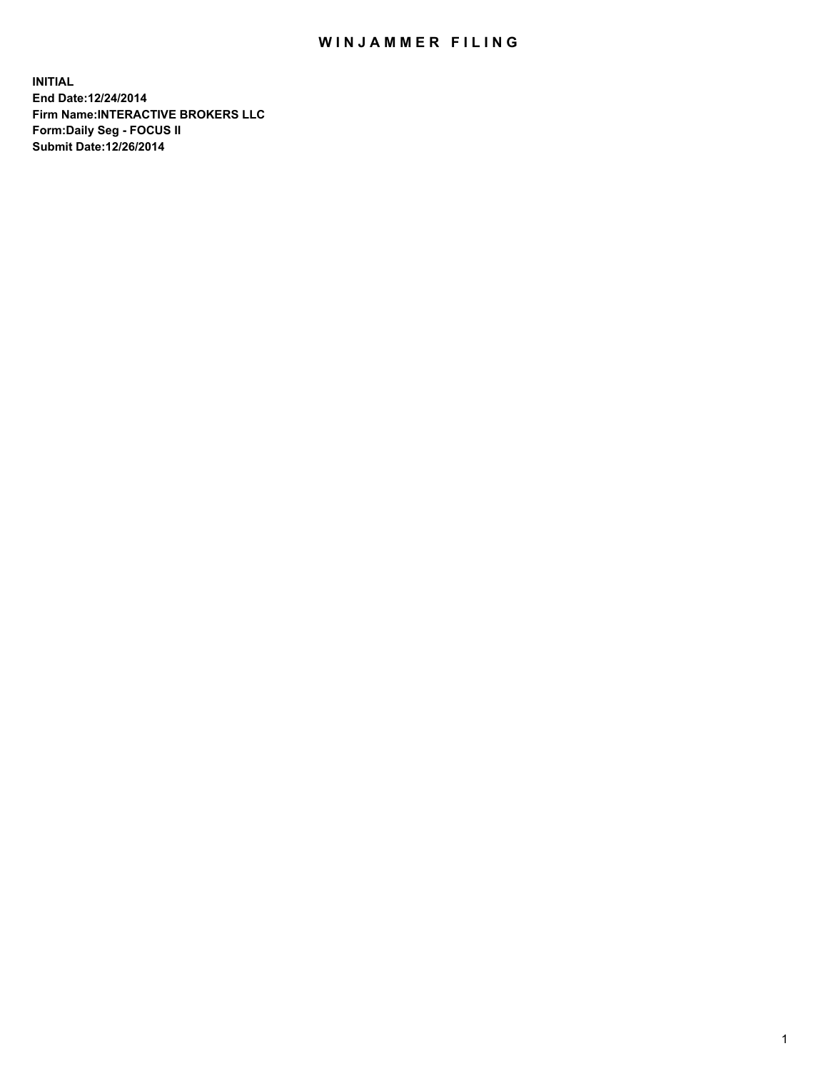# WINJAMMER FILING

**INITIAL**
**End Date:12/24/2014**
**Firm Name:INTERACTIVE BROKERS LLC**
**Form:Daily Seg - FOCUS II**
**Submit Date:12/26/2014**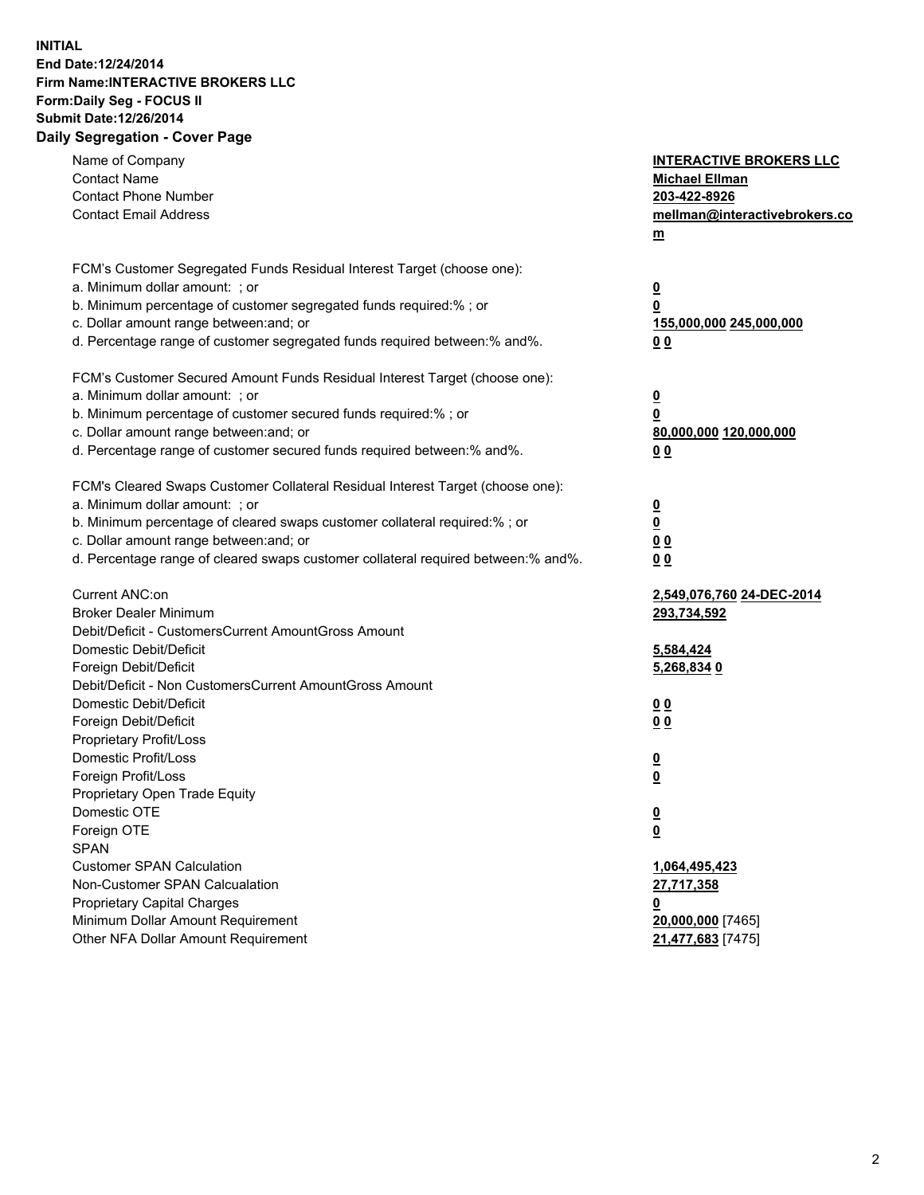**INITIAL**
**End Date:12/24/2014**
**Firm Name:INTERACTIVE BROKERS LLC**
**Form:Daily Seg - FOCUS II**
**Submit Date:12/26/2014**
**Daily Segregation - Cover Page**

| | |
|---|---|
| Name of Company | **INTERACTIVE BROKERS LLC** |
| Contact Name | **Michael Ellman** |
| Contact Phone Number | **203-422-8926** |
| Contact Email Address | **mellman@interactivebrokers.com** |
| | |
| FCM's Customer Segregated Funds Residual Interest Target (choose one): | |
| a. Minimum dollar amount: ; or | **0** |
| b. Minimum percentage of customer segregated funds required:% ; or | **0** |
| c. Dollar amount range between:and; or | **155,000,000** **245,000,000** |
| d. Percentage range of customer segregated funds required between:% and%. | **0** **0** |
| | |
| FCM's Customer Secured Amount Funds Residual Interest Target (choose one): | |
| a. Minimum dollar amount: ; or | **0** |
| b. Minimum percentage of customer secured funds required:% ; or | **0** |
| c. Dollar amount range between:and; or | **80,000,000** **120,000,000** |
| d. Percentage range of customer secured funds required between:% and%. | **0** **0** |
| | |
| FCM's Cleared Swaps Customer Collateral Residual Interest Target (choose one): | |
| a. Minimum dollar amount: ; or | **0** |
| b. Minimum percentage of cleared swaps customer collateral required:% ; or | **0** |
| c. Dollar amount range between:and; or | **0** **0** |
| d. Percentage range of cleared swaps customer collateral required between:% and%. | **0** **0** |
| | |
| Current ANC:on | **2,549,076,760** **24-DEC-2014** |
| Broker Dealer Minimum | **293,734,592** |
| Debit/Deficit - CustomersCurrent AmountGross Amount | |
| Domestic Debit/Deficit | **5,584,424** |
| Foreign Debit/Deficit | **5,268,834** **0** |
| Debit/Deficit - Non CustomersCurrent AmountGross Amount | |
| Domestic Debit/Deficit | **0** **0** |
| Foreign Debit/Deficit | **0** **0** |
| Proprietary Profit/Loss | |
| Domestic Profit/Loss | **0** |
| Foreign Profit/Loss | **0** |
| Proprietary Open Trade Equity | |
| Domestic OTE | **0** |
| Foreign OTE | **0** |
| SPAN | |
| Customer SPAN Calculation | **1,064,495,423** |
| Non-Customer SPAN Calcualation | **27,717,358** |
| Proprietary Capital Charges | **0** |
| Minimum Dollar Amount Requirement | **20,000,000** [7465] |
| Other NFA Dollar Amount Requirement | **21,477,683** [7475] |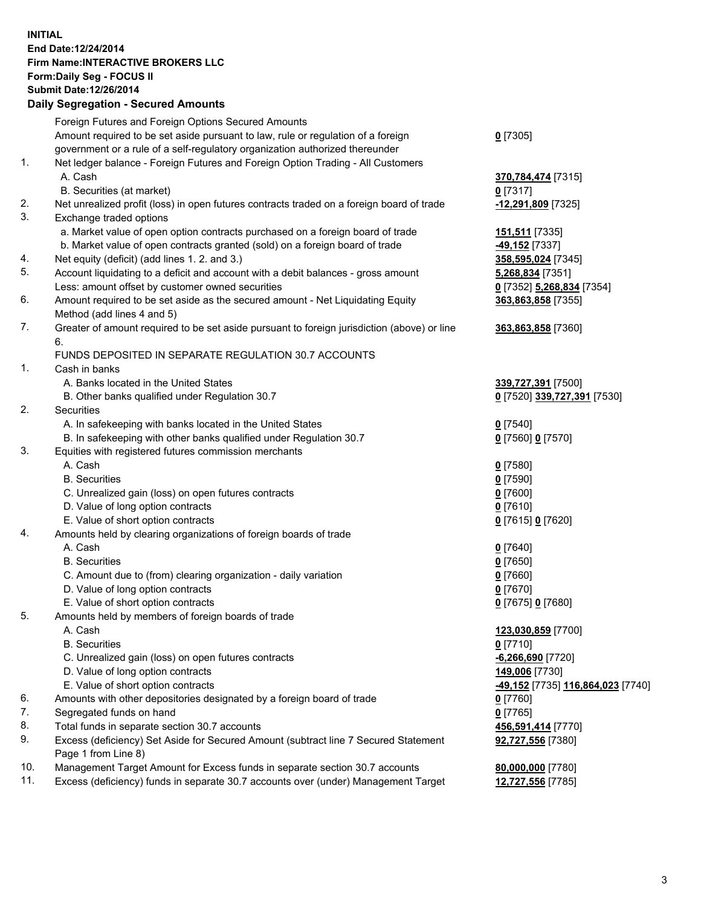**INITIAL**
**End Date:12/24/2014**
**Firm Name:INTERACTIVE BROKERS LLC**
**Form:Daily Seg - FOCUS II**
**Submit Date:12/26/2014**

### Daily Segregation - Secured Amounts

| | | |
|---|---|---|
| | Foreign Futures and Foreign Options Secured Amounts | |
| | Amount required to be set aside pursuant to law, rule or regulation of a foreign government or a rule of a self-regulatory organization authorized thereunder | **0** [7305] |
| 1. | Net ledger balance - Foreign Futures and Foreign Option Trading - All Customers | |
| | A. Cash | **370,784,474** [7315] |
| | B. Securities (at market) | **0** [7317] |
| 2. | Net unrealized profit (loss) in open futures contracts traded on a foreign board of trade | **-12,291,809** [7325] |
| 3. | Exchange traded options | |
| | a. Market value of open option contracts purchased on a foreign board of trade | **151,511** [7335] |
| | b. Market value of open contracts granted (sold) on a foreign board of trade | **-49,152** [7337] |
| 4. | Net equity (deficit) (add lines 1. 2. and 3.) | **358,595,024** [7345] |
| 5. | Account liquidating to a deficit and account with a debit balances - gross amount | **5,268,834** [7351] |
| | Less: amount offset by customer owned securities | **0** [7352] **5,268,834** [7354] |
| 6. | Amount required to be set aside as the secured amount - Net Liquidating Equity Method (add lines 4 and 5) | **363,863,858** [7355] |
| 7. | Greater of amount required to be set aside pursuant to foreign jurisdiction (above) or line 6. | **363,863,858** [7360] |
| | FUNDS DEPOSITED IN SEPARATE REGULATION 30.7 ACCOUNTS | |
| 1. | Cash in banks | |
| | A. Banks located in the United States | **339,727,391** [7500] |
| | B. Other banks qualified under Regulation 30.7 | **0** [7520] **339,727,391** [7530] |
| 2. | Securities | |
| | A. In safekeeping with banks located in the United States | **0** [7540] |
| | B. In safekeeping with other banks qualified under Regulation 30.7 | **0** [7560] **0** [7570] |
| 3. | Equities with registered futures commission merchants | |
| | A. Cash | **0** [7580] |
| | B. Securities | **0** [7590] |
| | C. Unrealized gain (loss) on open futures contracts | **0** [7600] |
| | D. Value of long option contracts | **0** [7610] |
| | E. Value of short option contracts | **0** [7615] **0** [7620] |
| 4. | Amounts held by clearing organizations of foreign boards of trade | |
| | A. Cash | **0** [7640] |
| | B. Securities | **0** [7650] |
| | C. Amount due to (from) clearing organization - daily variation | **0** [7660] |
| | D. Value of long option contracts | **0** [7670] |
| | E. Value of short option contracts | **0** [7675] **0** [7680] |
| 5. | Amounts held by members of foreign boards of trade | |
| | A. Cash | **123,030,859** [7700] |
| | B. Securities | **0** [7710] |
| | C. Unrealized gain (loss) on open futures contracts | **-6,266,690** [7720] |
| | D. Value of long option contracts | **149,006** [7730] |
| | E. Value of short option contracts | **-49,152** [7735] **116,864,023** [7740] |
| 6. | Amounts with other depositories designated by a foreign board of trade | **0** [7760] |
| 7. | Segregated funds on hand | **0** [7765] |
| 8. | Total funds in separate section 30.7 accounts | **456,591,414** [7770] |
| 9. | Excess (deficiency) Set Aside for Secured Amount (subtract line 7 Secured Statement Page 1 from Line 8) | **92,727,556** [7380] |
| 10. | Management Target Amount for Excess funds in separate section 30.7 accounts | **80,000,000** [7780] |
| 11. | Excess (deficiency) funds in separate 30.7 accounts over (under) Management Target | **12,727,556** [7785] |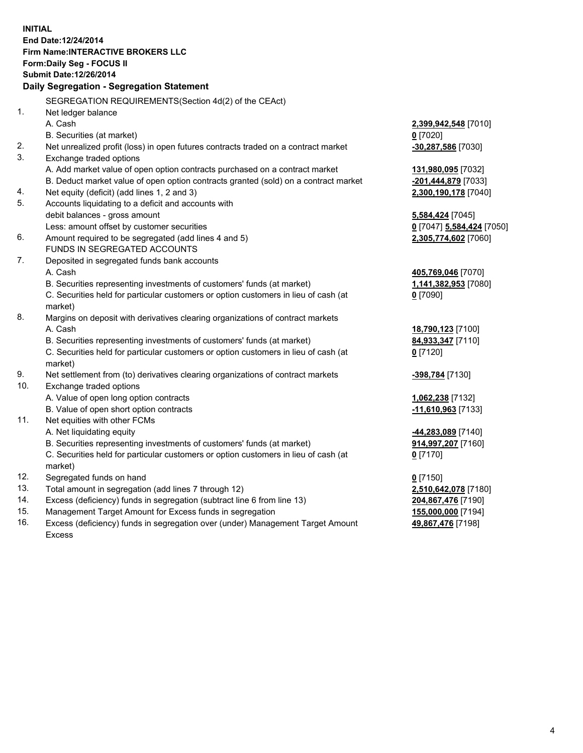**INITIAL**
**End Date:12/24/2014**
**Firm Name:INTERACTIVE BROKERS LLC**
**Form:Daily Seg - FOCUS II**
**Submit Date:12/26/2014**

### Daily Segregation - Segregation Statement

| | | |
|---|---|---|
| | SEGREGATION REQUIREMENTS(Section 4d(2) of the CEAct) | |
| 1. | Net ledger balance | |
| | A. Cash | **2,399,942,548** [7010] |
| | B. Securities (at market) | **0** [7020] |
| 2. | Net unrealized profit (loss) in open futures contracts traded on a contract market | **-30,287,586** [7030] |
| 3. | Exchange traded options | |
| | A. Add market value of open option contracts purchased on a contract market | **131,980,095** [7032] |
| | B. Deduct market value of open option contracts granted (sold) on a contract market | **-201,444,879** [7033] |
| 4. | Net equity (deficit) (add lines 1, 2 and 3) | **2,300,190,178** [7040] |
| 5. | Accounts liquidating to a deficit and accounts with debit balances - gross amount | **5,584,424** [7045] |
| | Less: amount offset by customer securities | **0** [7047] **5,584,424** [7050] |
| 6. | Amount required to be segregated (add lines 4 and 5) | **2,305,774,602** [7060] |
| | FUNDS IN SEGREGATED ACCOUNTS | |
| 7. | Deposited in segregated funds bank accounts | |
| | A. Cash | **405,769,046** [7070] |
| | B. Securities representing investments of customers' funds (at market) | **1,141,382,953** [7080] |
| | C. Securities held for particular customers or option customers in lieu of cash (at market) | **0** [7090] |
| 8. | Margins on deposit with derivatives clearing organizations of contract markets | |
| | A. Cash | **18,790,123** [7100] |
| | B. Securities representing investments of customers' funds (at market) | **84,933,347** [7110] |
| | C. Securities held for particular customers or option customers in lieu of cash (at market) | **0** [7120] |
| 9. | Net settlement from (to) derivatives clearing organizations of contract markets | **-398,784** [7130] |
| 10. | Exchange traded options | |
| | A. Value of open long option contracts | **1,062,238** [7132] |
| | B. Value of open short option contracts | **-11,610,963** [7133] |
| 11. | Net equities with other FCMs | |
| | A. Net liquidating equity | **-44,283,089** [7140] |
| | B. Securities representing investments of customers' funds (at market) | **914,997,207** [7160] |
| | C. Securities held for particular customers or option customers in lieu of cash (at market) | **0** [7170] |
| 12. | Segregated funds on hand | **0** [7150] |
| 13. | Total amount in segregation (add lines 7 through 12) | **2,510,642,078** [7180] |
| 14. | Excess (deficiency) funds in segregation (subtract line 6 from line 13) | **204,867,476** [7190] |
| 15. | Management Target Amount for Excess funds in segregation | **155,000,000** [7194] |
| 16. | Excess (deficiency) funds in segregation over (under) Management Target Amount Excess | **49,867,476** [7198] |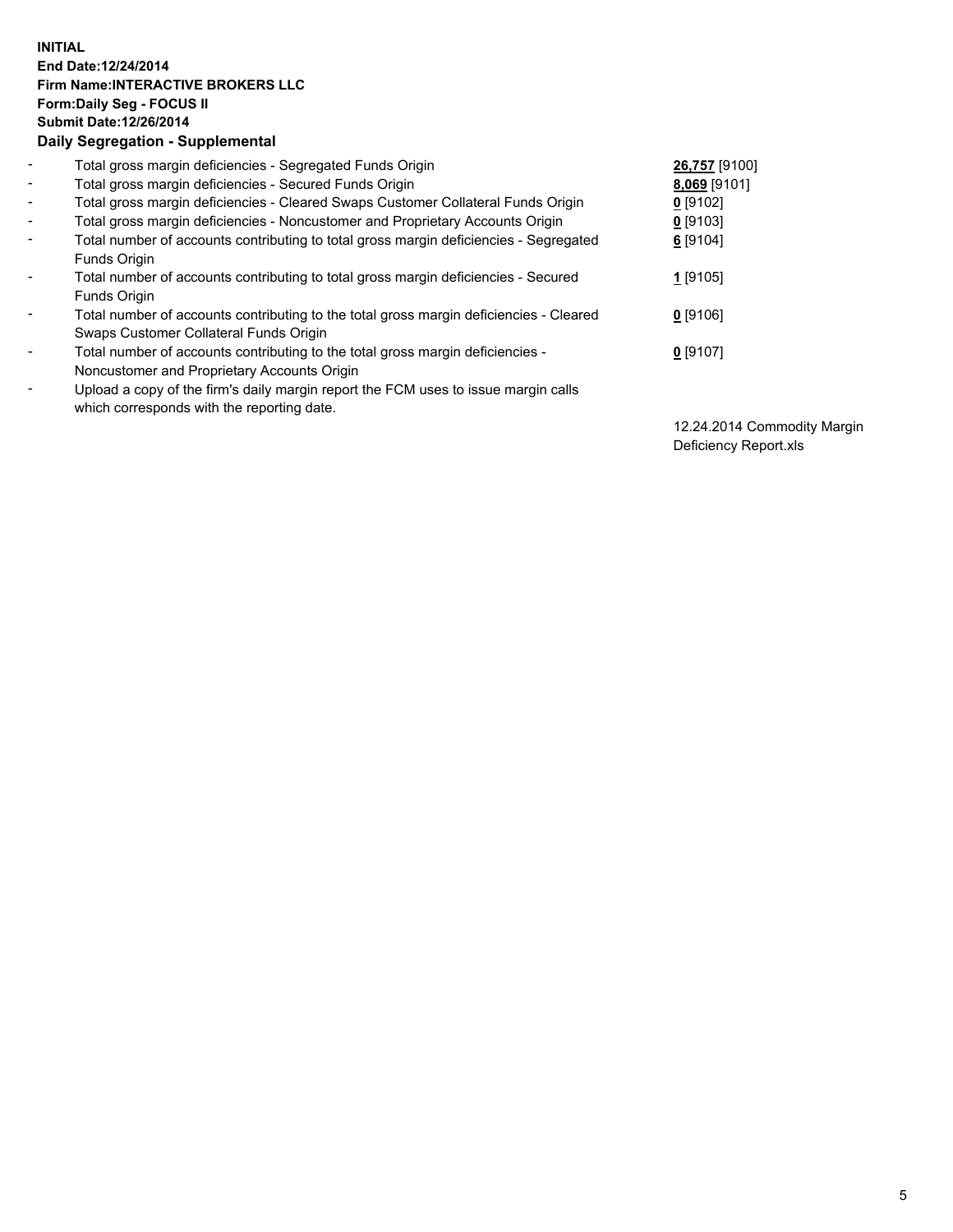**INITIAL**
**End Date:12/24/2014**
**Firm Name:INTERACTIVE BROKERS LLC**
**Form:Daily Seg - FOCUS II**
**Submit Date:12/26/2014**
**Daily Segregation - Supplemental**

- Total gross margin deficiencies - Segregated Funds Origin **26,757** [9100]
- Total gross margin deficiencies - Secured Funds Origin **8,069** [9101]
- Total gross margin deficiencies - Cleared Swaps Customer Collateral Funds Origin **0** [9102]
- Total gross margin deficiencies - Noncustomer and Proprietary Accounts Origin **0** [9103]
- Total number of accounts contributing to total gross margin deficiencies - Segregated Funds Origin **6** [9104]
- Total number of accounts contributing to total gross margin deficiencies - Secured Funds Origin **1** [9105]
- Total number of accounts contributing to the total gross margin deficiencies - Cleared Swaps Customer Collateral Funds Origin **0** [9106]
- Total number of accounts contributing to the total gross margin deficiencies - Noncustomer and Proprietary Accounts Origin **0** [9107]
- Upload a copy of the firm's daily margin report the FCM uses to issue margin calls which corresponds with the reporting date.

12.24.2014 Commodity Margin Deficiency Report.xls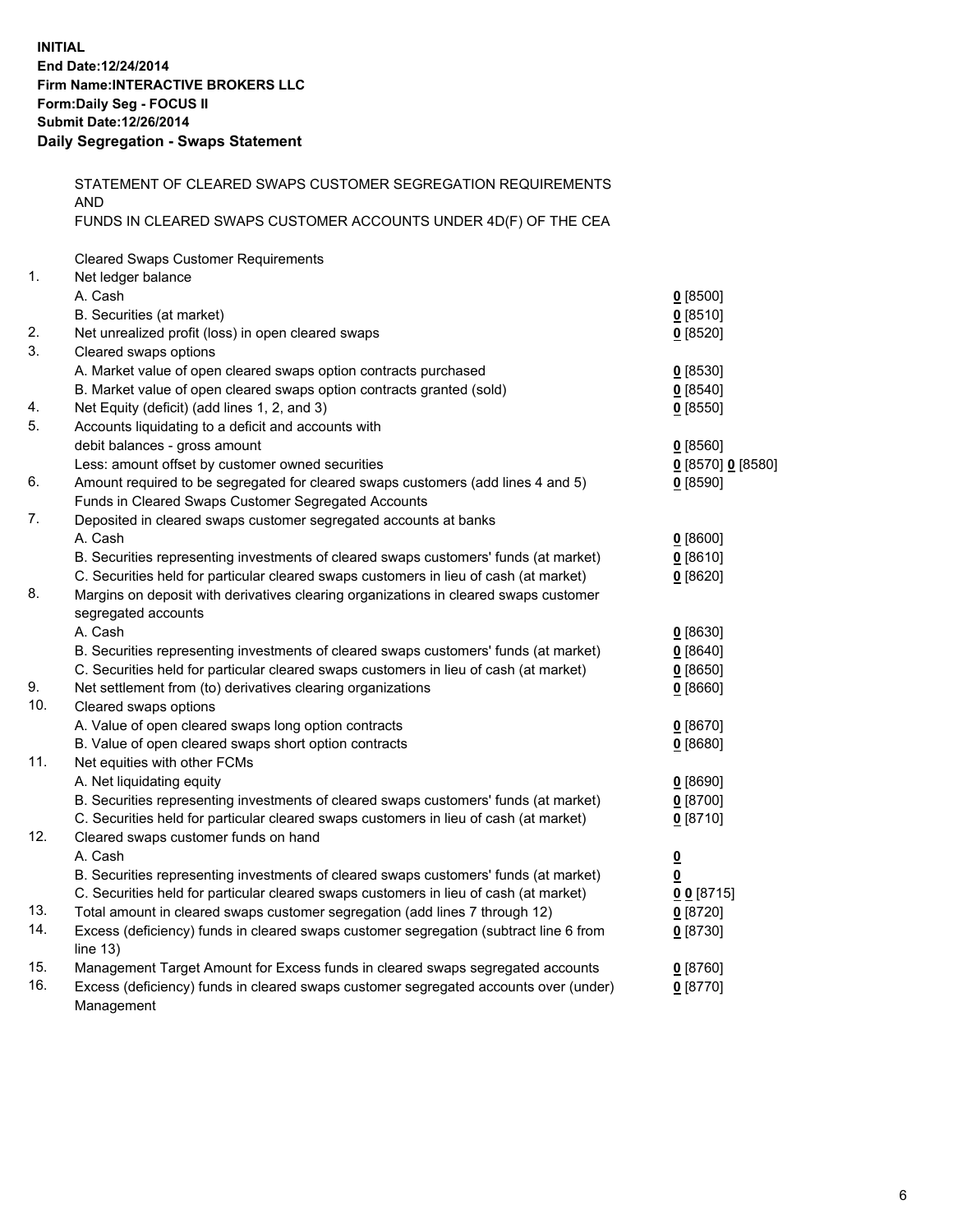**INITIAL**
**End Date:12/24/2014**
**Firm Name:INTERACTIVE BROKERS LLC**
**Form:Daily Seg - FOCUS II**
**Submit Date:12/26/2014**
**Daily Segregation - Swaps Statement**

STATEMENT OF CLEARED SWAPS CUSTOMER SEGREGATION REQUIREMENTS AND FUNDS IN CLEARED SWAPS CUSTOMER ACCOUNTS UNDER 4D(F) OF THE CEA

| | | |
|---|---|---|
| | Cleared Swaps Customer Requirements | |
| 1. | Net ledger balance | |
| | A. Cash | 0 [8500] |
| | B. Securities (at market) | 0 [8510] |
| 2. | Net unrealized profit (loss) in open cleared swaps | 0 [8520] |
| 3. | Cleared swaps options | |
| | A. Market value of open cleared swaps option contracts purchased | 0 [8530] |
| | B. Market value of open cleared swaps option contracts granted (sold) | 0 [8540] |
| 4. | Net Equity (deficit) (add lines 1, 2, and 3) | 0 [8550] |
| 5. | Accounts liquidating to a deficit and accounts with | |
| | debit balances - gross amount | 0 [8560] |
| | Less: amount offset by customer owned securities | 0 [8570] 0 [8580] |
| 6. | Amount required to be segregated for cleared swaps customers (add lines 4 and 5) | 0 [8590] |
| | Funds in Cleared Swaps Customer Segregated Accounts | |
| 7. | Deposited in cleared swaps customer segregated accounts at banks | |
| | A. Cash | 0 [8600] |
| | B. Securities representing investments of cleared swaps customers' funds (at market) | 0 [8610] |
| | C. Securities held for particular cleared swaps customers in lieu of cash (at market) | 0 [8620] |
| 8. | Margins on deposit with derivatives clearing organizations in cleared swaps customer segregated accounts | |
| | A. Cash | 0 [8630] |
| | B. Securities representing investments of cleared swaps customers' funds (at market) | 0 [8640] |
| | C. Securities held for particular cleared swaps customers in lieu of cash (at market) | 0 [8650] |
| 9. | Net settlement from (to) derivatives clearing organizations | 0 [8660] |
| 10. | Cleared swaps options | |
| | A. Value of open cleared swaps long option contracts | 0 [8670] |
| | B. Value of open cleared swaps short option contracts | 0 [8680] |
| 11. | Net equities with other FCMs | |
| | A. Net liquidating equity | 0 [8690] |
| | B. Securities representing investments of cleared swaps customers' funds (at market) | 0 [8700] |
| | C. Securities held for particular cleared swaps customers in lieu of cash (at market) | 0 [8710] |
| 12. | Cleared swaps customer funds on hand | |
| | A. Cash | 0 |
| | B. Securities representing investments of cleared swaps customers' funds (at market) | 0 |
| | C. Securities held for particular cleared swaps customers in lieu of cash (at market) | 0 0 [8715] |
| 13. | Total amount in cleared swaps customer segregation (add lines 7 through 12) | 0 [8720] |
| 14. | Excess (deficiency) funds in cleared swaps customer segregation (subtract line 6 from line 13) | 0 [8730] |
| 15. | Management Target Amount for Excess funds in cleared swaps segregated accounts | 0 [8760] |
| 16. | Excess (deficiency) funds in cleared swaps customer segregated accounts over (under) Management | 0 [8770] |